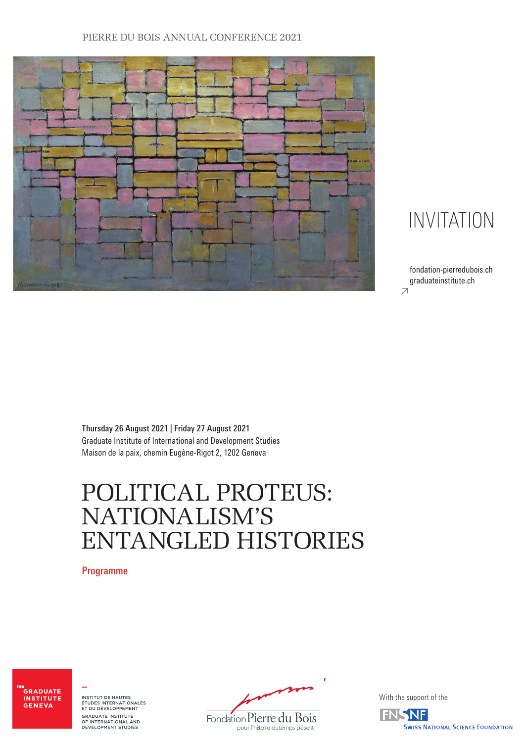PIERRE DU BOIS ANNUAL CONFERENCE 2021

# INVITATION

fondation-pierredubois.ch
graduateinstitute.ch

**Thursday 26 August 2021 | Friday 27 August 2021**
Graduate Institute of International and Development Studies
Maison de la paix, chemin Eugène-Rigot 2, 1202 Geneva

# POLITICAL PROTEUS: NATIONALISM'S ENTANGLED HISTORIES

## Programme

THE GRADUATE INSTITUTE GENEVA

INSTITUT DE HAUTES ÉTUDES INTERNATIONALES ET DU DÉVELOPPEMENT
GRADUATE INSTITUTE OF INTERNATIONAL AND DEVELOPMENT STUDIES

Fondation Pierre du Bois pour l'histoire du temps présent

With the support of the
FNSNF Swiss National Science Foundation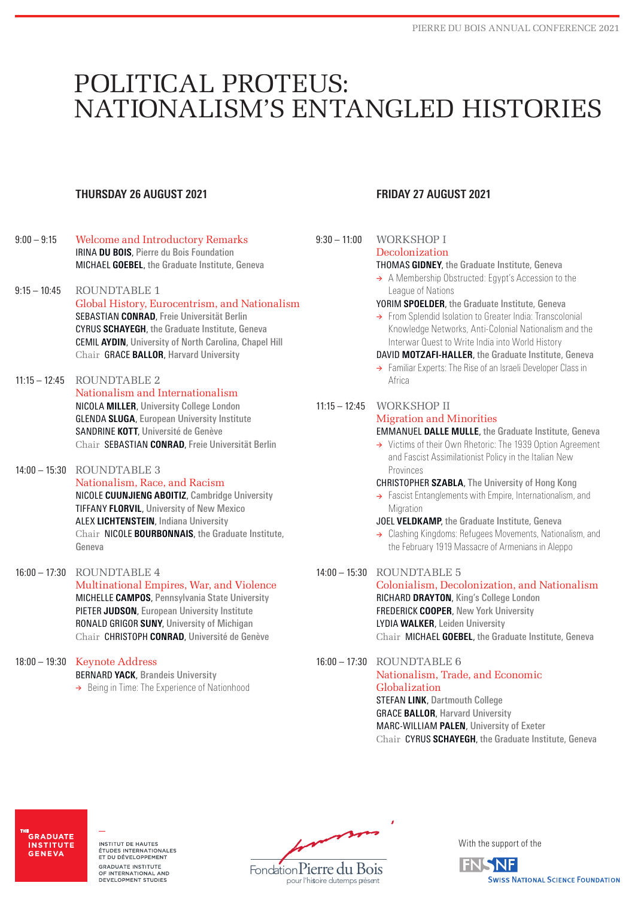# POLITICAL PROTEUS: NATIONALISM'S ENTANGLED HISTORIES

## THURSDAY 26 AUGUST 2021

**9:00 – 9:15** Welcome and Introductory Remarks
IRINA **DU BOIS**, Pierre du Bois Foundation
MICHAEL **GOEBEL**, the Graduate Institute, Geneva

**9:15 – 10:45** ROUNDTABLE 1
Global History, Eurocentrism, and Nationalism
SEBASTIAN **CONRAD**, Freie Universität Berlin
CYRUS **SCHAYEGH**, the Graduate Institute, Geneva
CEMIL **AYDIN**, University of North Carolina, Chapel Hill
Chair GRACE **BALLOR**, Harvard University

**11:15 – 12:45** ROUNDTABLE 2
Nationalism and Internationalism
NICOLA **MILLER**, University College London
GLENDA **SLUGA**, European University Institute
SANDRINE **KOTT**, Université de Genève
Chair SEBASTIAN **CONRAD**, Freie Universität Berlin

**14:00 – 15:30** ROUNDTABLE 3
Nationalism, Race, and Racism
NICOLE **CUUNJIENG ABOITIZ**, Cambridge University
TIFFANY **FLORVIL**, University of New Mexico
ALEX **LICHTENSTEIN**, Indiana University
Chair NICOLE **BOURBONNAIS**, the Graduate Institute, Geneva

**16:00 – 17:30** ROUNDTABLE 4
Multinational Empires, War, and Violence
MICHELLE **CAMPOS**, Pennsylvania State University
PIETER **JUDSON**, European University Institute
RONALD GRIGOR **SUNY**, University of Michigan
Chair CHRISTOPH **CONRAD**, Université de Genève

**18:00 – 19:30** Keynote Address
BERNARD **YACK**, Brandeis University
→ Being in Time: The Experience of Nationhood

## FRIDAY 27 AUGUST 2021

**9:30 – 11:00** WORKSHOP I
Decolonization
THOMAS **GIDNEY**, the Graduate Institute, Geneva
→ A Membership Obstructed: Egypt's Accession to the League of Nations
YORIM **SPOELDER**, the Graduate Institute, Geneva
→ From Splendid Isolation to Greater India: Transcolonial Knowledge Networks, Anti-Colonial Nationalism and the Interwar Quest to Write India into World History
DAVID **MOTZAFI-HALLER**, the Graduate Institute, Geneva
→ Familiar Experts: The Rise of an Israeli Developer Class in Africa

**11:15 – 12:45** WORKSHOP II
Migration and Minorities
EMMANUEL **DALLE MULLE**, the Graduate Institute, Geneva
→ Victims of their Own Rhetoric: The 1939 Option Agreement and Fascist Assimilationist Policy in the Italian New Provinces
CHRISTOPHER **SZABLA**, The University of Hong Kong
→ Fascist Entanglements with Empire, Internationalism, and Migration
JOEL **VELDKAMP**, the Graduate Institute, Geneva
→ Clashing Kingdoms: Refugees Movements, Nationalism, and the February 1919 Massacre of Armenians in Aleppo

**14:00 – 15:30** ROUNDTABLE 5
Colonialism, Decolonization, and Nationalism
RICHARD **DRAYTON**, King's College London
FREDERICK **COOPER**, New York University
LYDIA **WALKER**, Leiden University
Chair MICHAEL **GOEBEL**, the Graduate Institute, Geneva

**16:00 – 17:30** ROUNDTABLE 6
Nationalism, Trade, and Economic Globalization
STEFAN **LINK**, Dartmouth College
GRACE **BALLOR**, Harvard University
MARC-WILLIAM **PALEN**, University of Exeter
Chair CYRUS **SCHAYEGH**, the Graduate Institute, Geneva

THE GRADUATE INSTITUTE GENEVA
INSTITUT DE HAUTES ÉTUDES INTERNATIONALES ET DU DÉVELOPPEMENT
GRADUATE INSTITUTE OF INTERNATIONAL AND DEVELOPMENT STUDIES

Fondation Pierre du Bois
pour l'histoire du temps présent

With the support of the
FNSNF
SWISS NATIONAL SCIENCE FOUNDATION